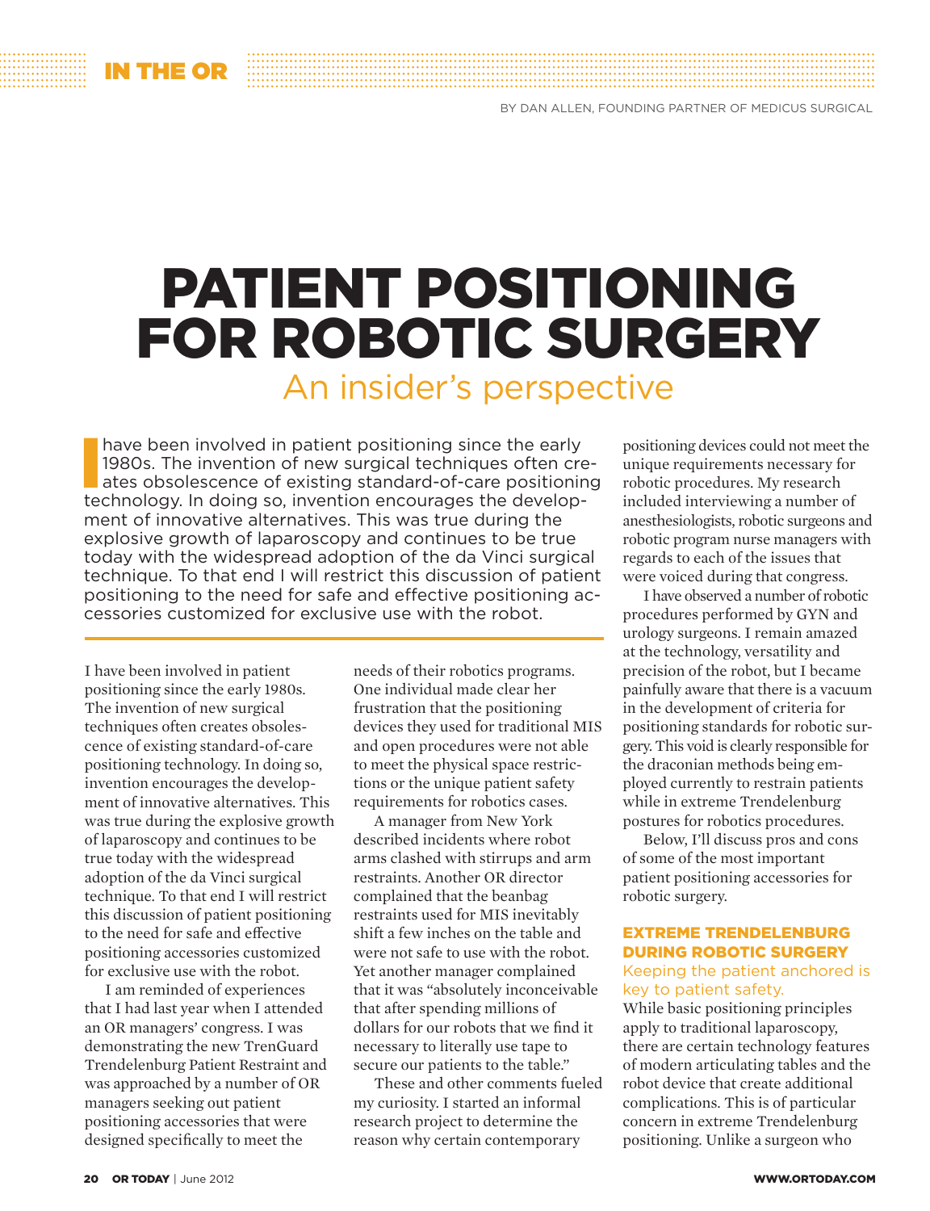IN THE OR

BY DAN ALLEN, FOUNDING PARTNER OF MEDICUS SURGICAL

# PATIENT POSITIONING FOR ROBOTIC SURGERY

## An insider's perspective

I have been involved in patient positioning since the early 1980s. The invention of new surgical techniques often creates obsolescence of existing standard-of-care positioning technology. In doing so, invention encourages the development of innovative alternatives. This was true during the explosive growth of laparoscopy and continues to be true today with the widespread adoption of the da Vinci surgical technique. To that end I will restrict this discussion of patient positioning to the need for safe and effective positioning accessories customized for exclusive use with the robot.

I have been involved in patient positioning since the early 1980s. The invention of new surgical techniques often creates obsolescence of existing standard-of-care positioning technology. In doing so, invention encourages the development of innovative alternatives. This was true during the explosive growth of laparoscopy and continues to be true today with the widespread adoption of the da Vinci surgical technique. To that end I will restrict this discussion of patient positioning to the need for safe and effective positioning accessories customized for exclusive use with the robot.

I am reminded of experiences that I had last year when I attended an OR managers' congress. I was demonstrating the new TrenGuard Trendelenburg Patient Restraint and was approached by a number of OR managers seeking out patient positioning accessories that were designed specifically to meet the needs of their robotics programs. One individual made clear her frustration that the positioning devices they used for traditional MIS and open procedures were not able to meet the physical space restrictions or the unique patient safety requirements for robotics cases.

A manager from New York described incidents where robot arms clashed with stirrups and arm restraints. Another OR director complained that the beanbag restraints used for MIS inevitably shift a few inches on the table and were not safe to use with the robot. Yet another manager complained that it was "absolutely inconceivable that after spending millions of dollars for our robots that we find it necessary to use tape to literally secure our patients to the table."

These and other comments fueled my curiosity. I started an informal research project to determine the reason why certain contemporary positioning devices could not meet the unique requirements necessary for robotic procedures. My research included interviewing a number of anesthesiologists, robotic surgeons and robotic program nurse managers with regards to each of the issues that were voiced during that congress.

I have observed a number of robotic procedures performed by GYN and urology surgeons. I remain amazed at the technology, versatility and precision of the robot, but I became painfully aware that there is a vacuum in the development of criteria for positioning standards for robotic surgery. This void is clearly responsible for the draconian methods being employed currently to restrain patients while in extreme Trendelenburg postures for robotics procedures.

Below, I'll discuss pros and cons of some of the most important patient positioning accessories for robotic surgery.

### EXTREME TRENDELENBURG DURING ROBOTIC SURGERY

#### Keeping the patient anchored is key to patient safety.

While basic positioning principles apply to traditional laparoscopy, there are certain technology features of modern articulating tables and the robot device that create additional complications. This is of particular concern in extreme Trendelenburg positioning. Unlike a surgeon who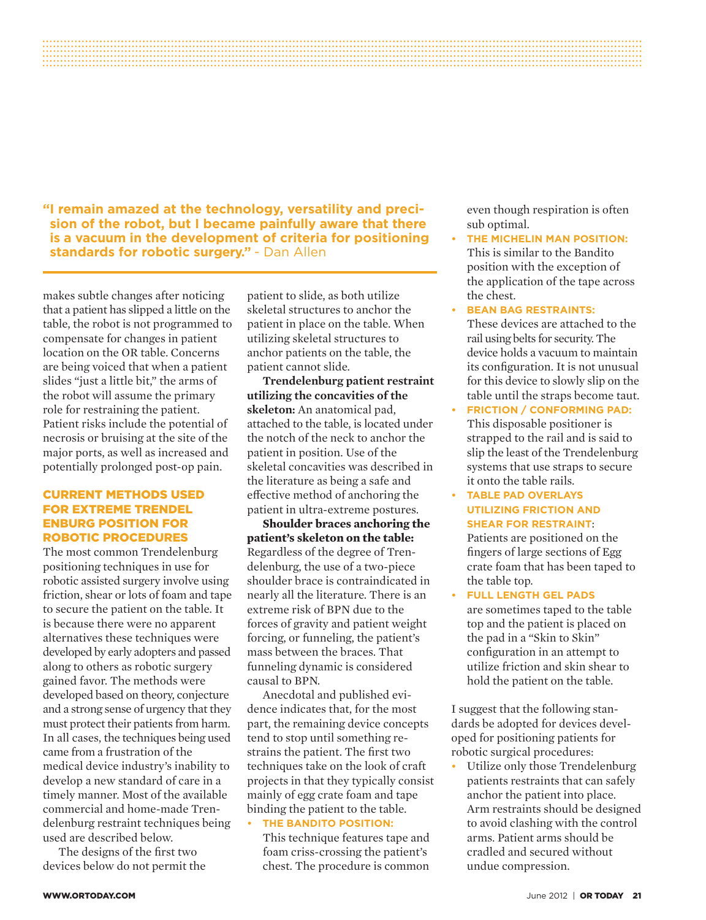**"I remain amazed at the technology, versatility and precision of the robot, but I became painfully aware that there is a vacuum in the development of criteria for positioning standards for robotic surgery."** - Dan Allen

makes subtle changes after noticing that a patient has slipped a little on the table, the robot is not programmed to compensate for changes in patient location on the OR table. Concerns are being voiced that when a patient slides "just a little bit," the arms of the robot will assume the primary role for restraining the patient. Patient risks include the potential of necrosis or bruising at the site of the major ports, as well as increased and potentially prolonged post-op pain.

## CURRENT METHODS USED FOR EXTREME TRENDELENBURG POSITION FOR ROBOTIC PROCEDURES

The most common Trendelenburg positioning techniques in use for robotic assisted surgery involve using friction, shear or lots of foam and tape to secure the patient on the table. It is because there were no apparent alternatives these techniques were developed by early adopters and passed along to others as robotic surgery gained favor. The methods were developed based on theory, conjecture and a strong sense of urgency that they must protect their patients from harm. In all cases, the techniques being used came from a frustration of the medical device industry's inability to develop a new standard of care in a timely manner. Most of the available commercial and home-made Trendelenburg restraint techniques being used are described below.

The designs of the first two devices below do not permit the patient to slide, as both utilize skeletal structures to anchor the patient in place on the table. When utilizing skeletal structures to anchor patients on the table, the patient cannot slide.

**Trendelenburg patient restraint utilizing the concavities of the skeleton:** An anatomical pad, attached to the table, is located under the notch of the neck to anchor the patient in position. Use of the skeletal concavities was described in the literature as being a safe and effective method of anchoring the patient in ultra-extreme postures.

**Shoulder braces anchoring the patient's skeleton on the table:** Regardless of the degree of Trendelenburg, the use of a two-piece shoulder brace is contraindicated in nearly all the literature. There is an extreme risk of BPN due to the forces of gravity and patient weight forcing, or funneling, the patient's mass between the braces. That funneling dynamic is considered causal to BPN.

Anecdotal and published evidence indicates that, for the most part, the remaining device concepts tend to stop until something restrains the patient. The first two techniques take on the look of craft projects in that they typically consist mainly of egg crate foam and tape binding the patient to the table.

- **THE BANDITO POSITION:** This technique features tape and foam criss-crossing the patient's chest. The procedure is common even though respiration is often sub optimal.
- **THE MICHELIN MAN POSITION:** This is similar to the Bandito position with the exception of the application of the tape across the chest.
- **BEAN BAG RESTRAINTS:** These devices are attached to the rail using belts for security. The device holds a vacuum to maintain its configuration. It is not unusual for this device to slowly slip on the table until the straps become taut.
- **FRICTION / CONFORMING PAD:** This disposable positioner is strapped to the rail and is said to slip the least of the Trendelenburg systems that use straps to secure it onto the table rails.
- **TABLE PAD OVERLAYS UTILIZING FRICTION AND SHEAR FOR RESTRAINT:** Patients are positioned on the fingers of large sections of Egg crate foam that has been taped to the table top.
- **FULL LENGTH GEL PADS** are sometimes taped to the table top and the patient is placed on the pad in a "Skin to Skin" configuration in an attempt to utilize friction and skin shear to hold the patient on the table.

I suggest that the following standards be adopted for devices developed for positioning patients for robotic surgical procedures:

- Utilize only those Trendelenburg patients restraints that can safely anchor the patient into place. Arm restraints should be designed to avoid clashing with the control arms. Patient arms should be cradled and secured without undue compression.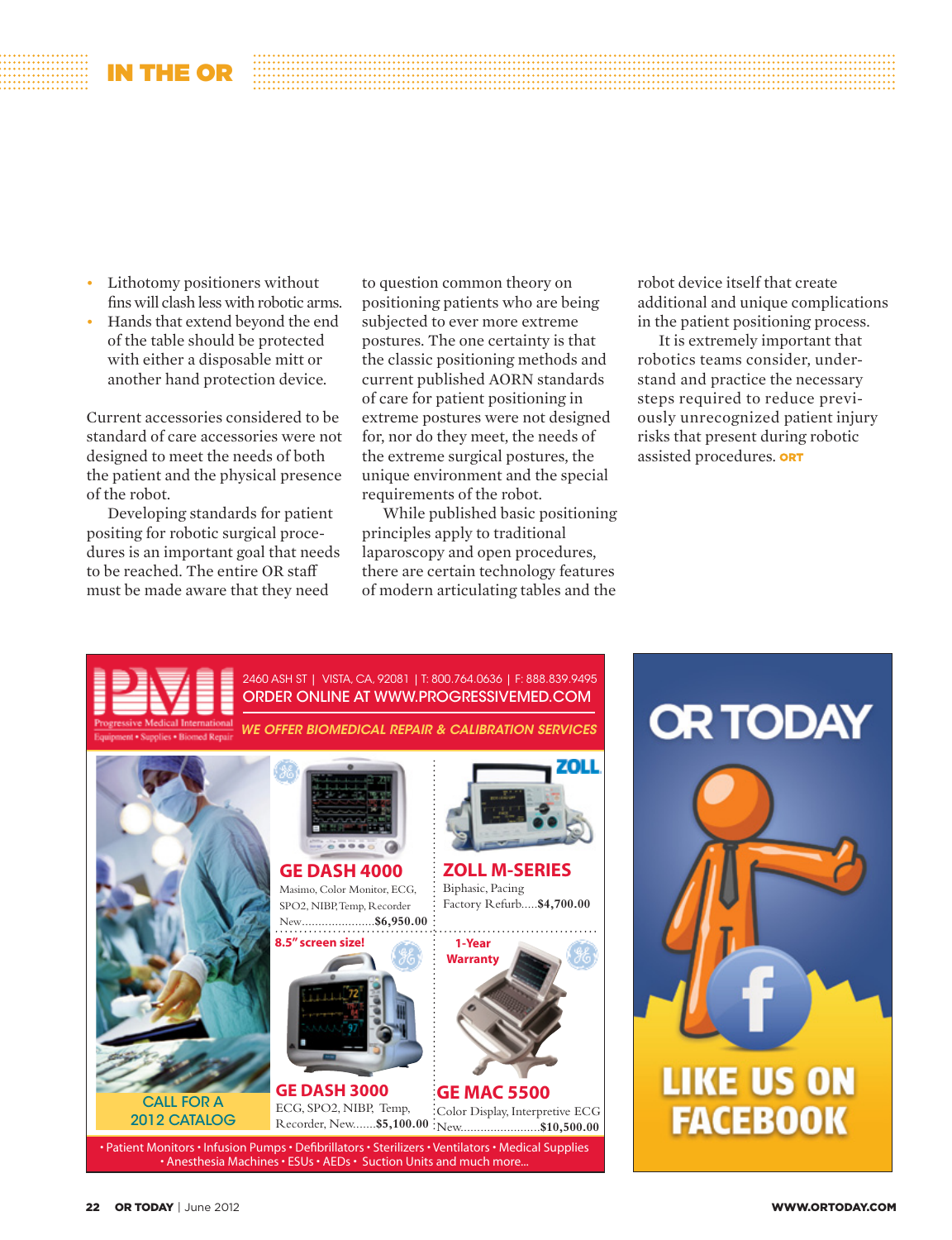- Lithotomy positioners without fins will clash less with robotic arms.
- Hands that extend beyond the end of the table should be protected with either a disposable mitt or another hand protection device.

Current accessories considered to be standard of care accessories were not designed to meet the needs of both the patient and the physical presence of the robot.

Developing standards for patient positing for robotic surgical procedures is an important goal that needs to be reached. The entire OR staff must be made aware that they need to question common theory on positioning patients who are being subjected to ever more extreme postures. The one certainty is that the classic positioning methods and current published AORN standards of care for patient positioning in extreme postures were not designed for, nor do they meet, the needs of the extreme surgical postures, the unique environment and the special requirements of the robot.

While published basic positioning principles apply to traditional laparoscopy and open procedures, there are certain technology features of modern articulating tables and the robot device itself that create additional and unique complications in the patient positioning process.

It is extremely important that robotics teams consider, understand and practice the necessary steps required to reduce previously unrecognized patient injury risks that present during robotic assisted procedures. **ORT**

PMI Progressive Medical International
Equipment • Supplies • Biomed Repair

2460 ASH ST | VISTA, CA, 92081 | T: 800.764.0636 | F: 888.839.9495
ORDER ONLINE AT WWW.PROGRESSIVEMED.COM

*WE OFFER BIOMEDICAL REPAIR & CALIBRATION SERVICES*

CALL FOR A 2012 CATALOG

**GE DASH 4000**
Masimo, Color Monitor, ECG, SPO2, NIBP, Temp, Recorder
New......................$6,950.00

**ZOLL M-SERIES**
Biphasic, Pacing
Factory Refurb.....$4,700.00

8.5" screen size!

**GE DASH 3000**
ECG, SPO2, NIBP, Temp, Recorder, New.......$5,100.00

1-Year Warranty

**GE MAC 5500**
Color Display, Interpretive ECG
New.......................$10,500.00

• Patient Monitors • Infusion Pumps • Defibrillators • Sterilizers • Ventilators • Medical Supplies • Anesthesia Machines • ESUs • AEDs • Suction Units and much more...

OR TODAY

LIKE US ON FACEBOOK